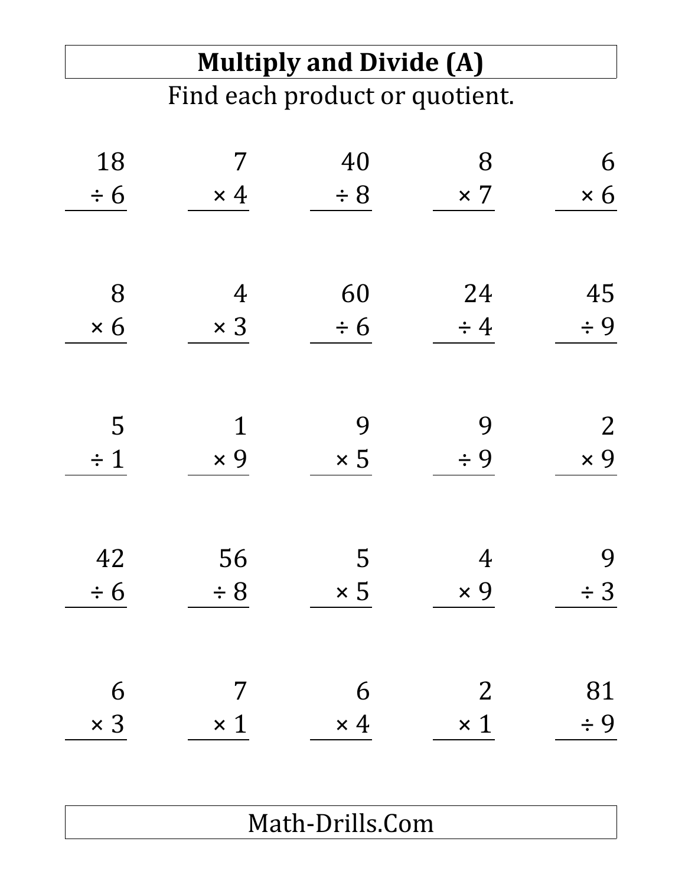# Multiply and Divide (A)

Find each product or quotient.

| | | | | |
|---|---|---|---|---|
| $18 \div 6$ | $7 \times 4$ | $40 \div 8$ | $8 \times 7$ | $6 \times 6$ |
| $8 \times 6$ | $4 \times 3$ | $60 \div 6$ | $24 \div 4$ | $45 \div 9$ |
| $5 \div 1$ | $1 \times 9$ | $9 \times 5$ | $9 \div 9$ | $2 \times 9$ |
| $42 \div 6$ | $56 \div 8$ | $5 \times 5$ | $4 \times 9$ | $9 \div 3$ |
| $6 \times 3$ | $7 \times 1$ | $6 \times 4$ | $2 \times 1$ | $81 \div 9$ |

Math-Drills.Com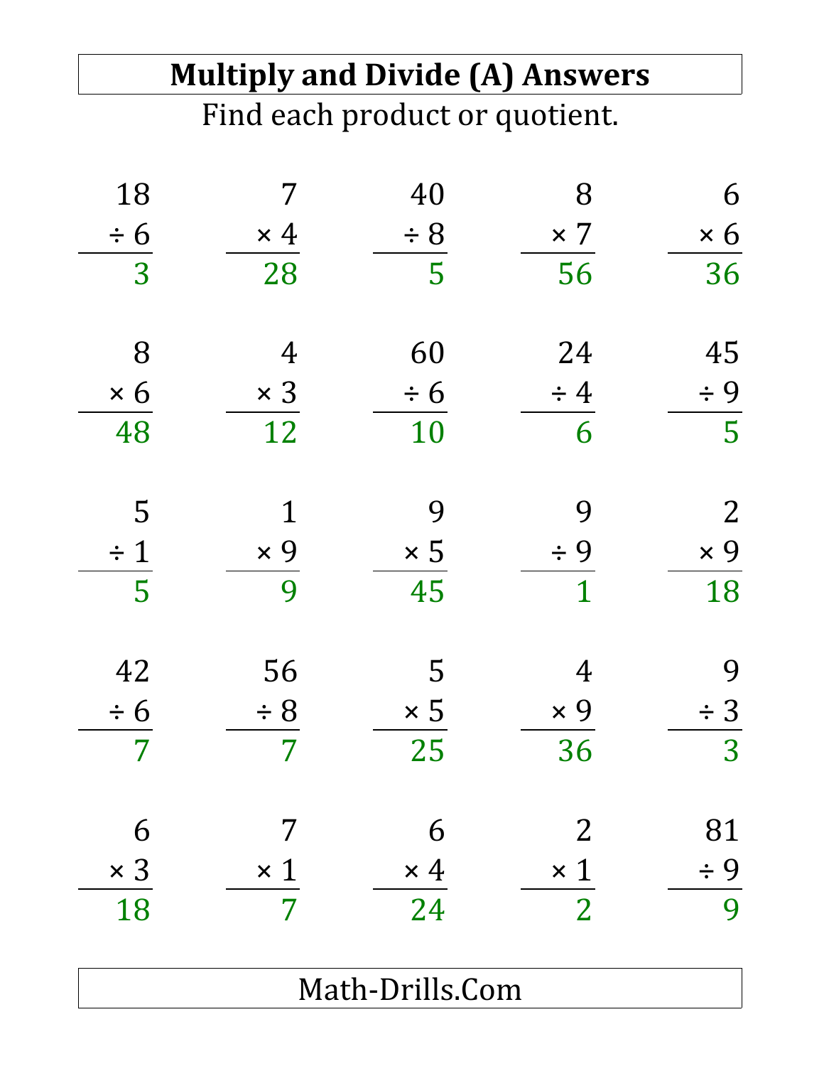# Multiply and Divide (A) Answers

Find each product or quotient.

| | | | | |
|---|---|---|---|---|
| $18 \div 6 = 3$ | $7 \times 4 = 28$ | $40 \div 8 = 5$ | $8 \times 7 = 56$ | $6 \times 6 = 36$ |
| $8 \times 6 = 48$ | $4 \times 3 = 12$ | $60 \div 6 = 10$ | $24 \div 4 = 6$ | $45 \div 9 = 5$ |
| $5 \div 1 = 5$ | $1 \times 9 = 9$ | $9 \times 5 = 45$ | $9 \div 9 = 1$ | $2 \times 9 = 18$ |
| $42 \div 6 = 7$ | $56 \div 8 = 7$ | $5 \times 5 = 25$ | $4 \times 9 = 36$ | $9 \div 3 = 3$ |
| $6 \times 3 = 18$ | $7 \times 1 = 7$ | $6 \times 4 = 24$ | $2 \times 1 = 2$ | $81 \div 9 = 9$ |

Math-Drills.Com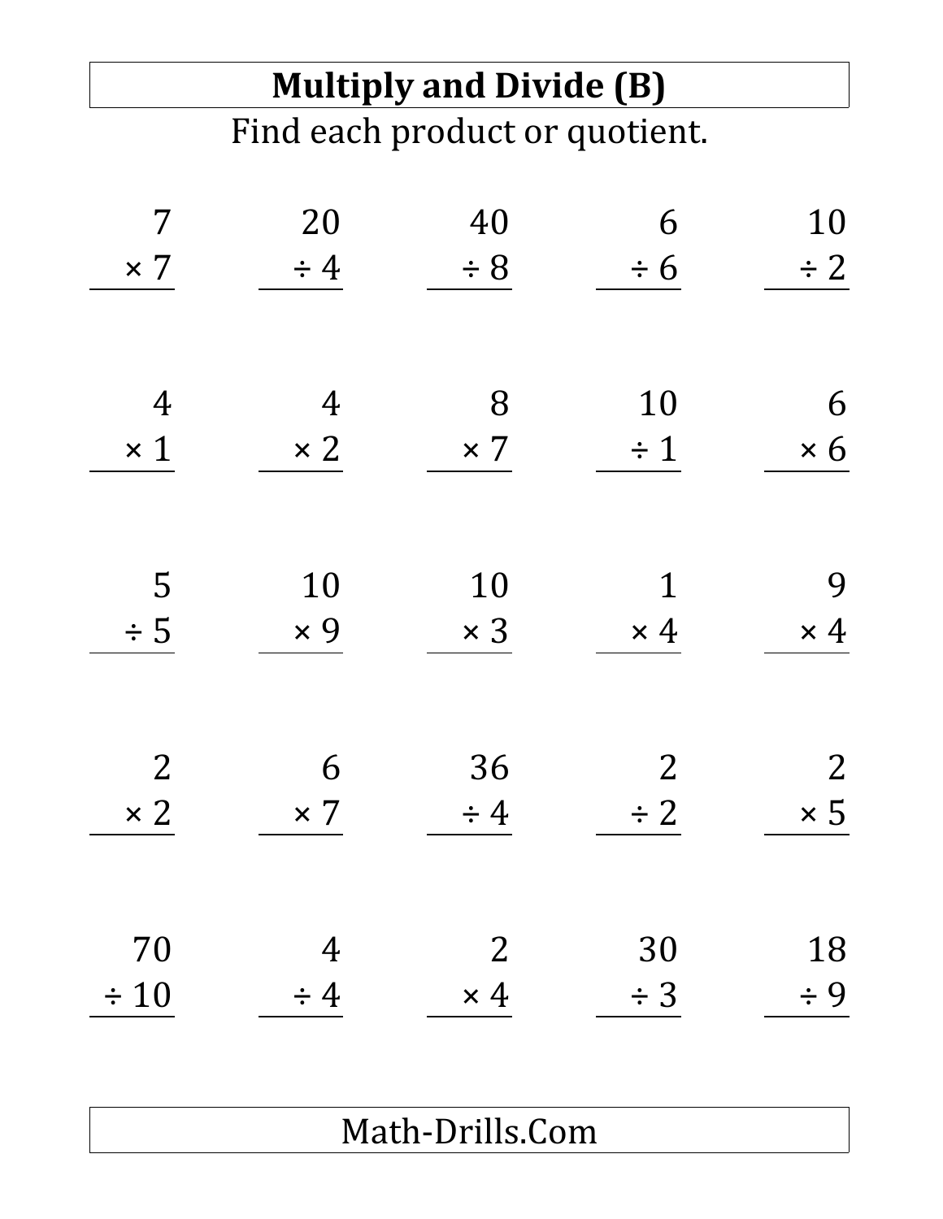# Multiply and Divide (B)

Find each product or quotient.

| | | | | |
|---|---|---|---|---|
| $7 \times 7$ | $20 \div 4$ | $40 \div 8$ | $6 \div 6$ | $10 \div 2$ |
| $4 \times 1$ | $4 \times 2$ | $8 \times 7$ | $10 \div 1$ | $6 \times 6$ |
| $5 \div 5$ | $10 \times 9$ | $10 \times 3$ | $1 \times 4$ | $9 \times 4$ |
| $2 \times 2$ | $6 \times 7$ | $36 \div 4$ | $2 \div 2$ | $2 \times 5$ |
| $70 \div 10$ | $4 \div 4$ | $2 \times 4$ | $30 \div 3$ | $18 \div 9$ |

Math-Drills.Com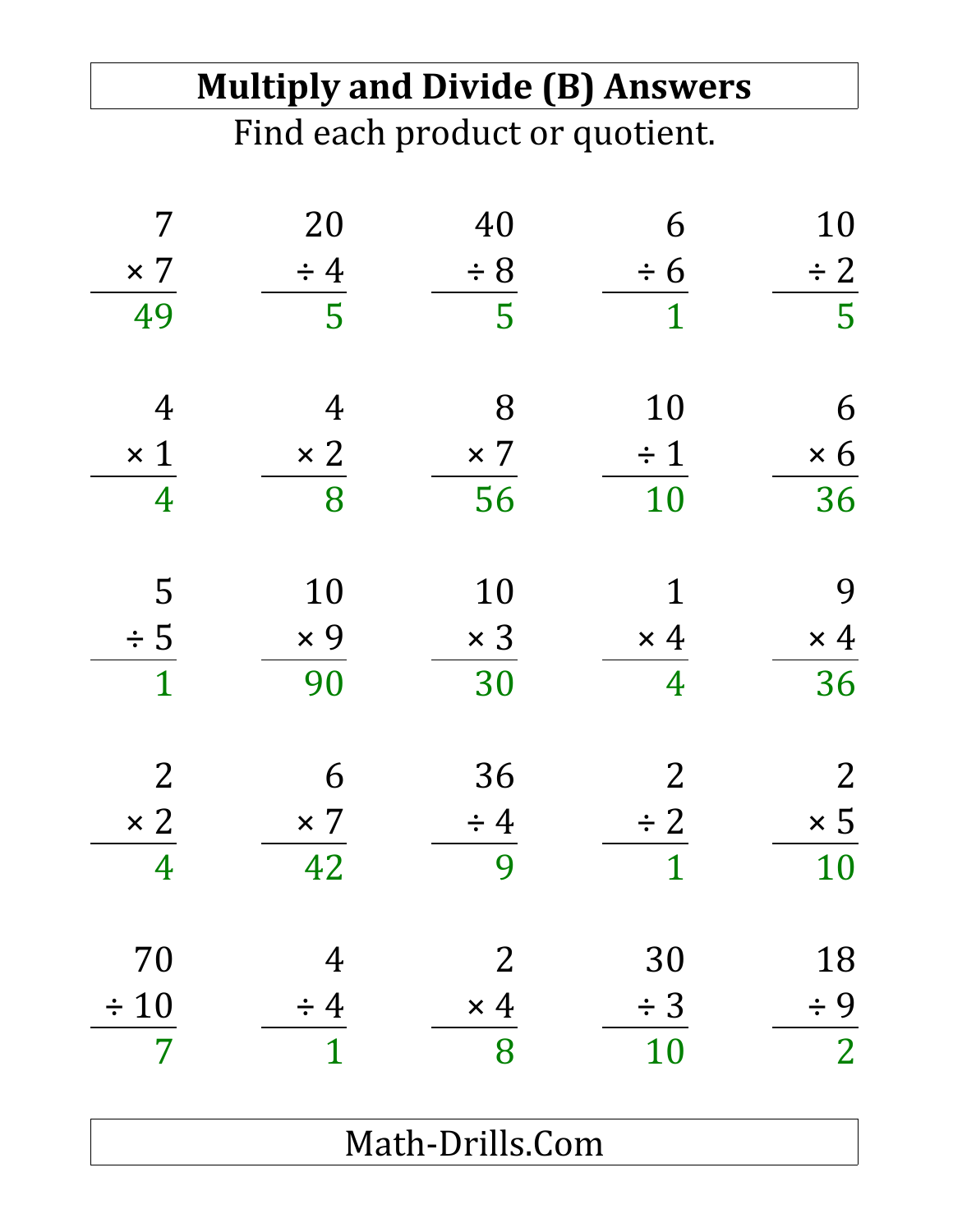# Multiply and Divide (B) Answers

Find each product or quotient.

| | | | | |
|---|---|---|---|---|
| $7 \times 7 = 49$ | $20 \div 4 = 5$ | $40 \div 8 = 5$ | $6 \div 6 = 1$ | $10 \div 2 = 5$ |
| $4 \times 1 = 4$ | $4 \times 2 = 8$ | $8 \times 7 = 56$ | $10 \div 1 = 10$ | $6 \times 6 = 36$ |
| $5 \div 5 = 1$ | $10 \times 9 = 90$ | $10 \times 3 = 30$ | $1 \times 4 = 4$ | $9 \times 4 = 36$ |
| $2 \times 2 = 4$ | $6 \times 7 = 42$ | $36 \div 4 = 9$ | $2 \div 2 = 1$ | $2 \times 5 = 10$ |
| $70 \div 10 = 7$ | $4 \div 4 = 1$ | $2 \times 4 = 8$ | $30 \div 3 = 10$ | $18 \div 9 = 2$ |

Math-Drills.Com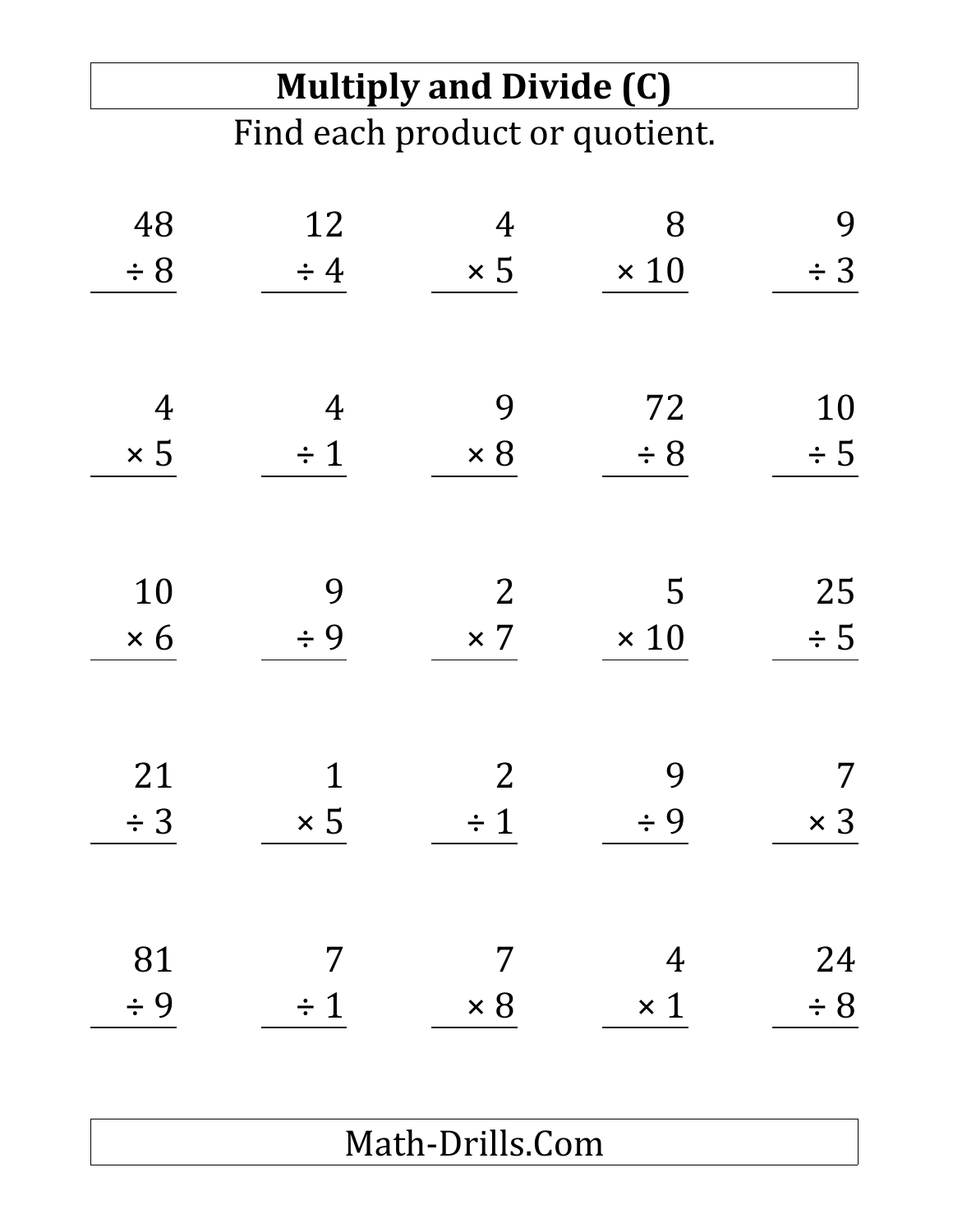# Multiply and Divide (C)

Find each product or quotient.

| | | | | |
|---|---|---|---|---|
| $48 \div 8$ | $12 \div 4$ | $4 \times 5$ | $8 \times 10$ | $9 \div 3$ |
| $4 \times 5$ | $4 \div 1$ | $9 \times 8$ | $72 \div 8$ | $10 \div 5$ |
| $10 \times 6$ | $9 \div 9$ | $2 \times 7$ | $5 \times 10$ | $25 \div 5$ |
| $21 \div 3$ | $1 \times 5$ | $2 \div 1$ | $9 \div 9$ | $7 \times 3$ |
| $81 \div 9$ | $7 \div 1$ | $7 \times 8$ | $4 \times 1$ | $24 \div 8$ |

Math-Drills.Com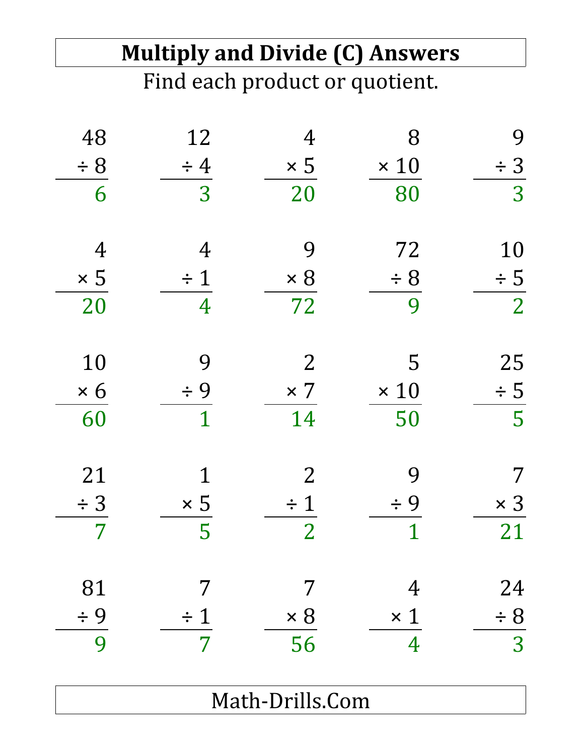# Multiply and Divide (C) Answers

Find each product or quotient.

| | | | | |
|---|---|---|---|---|
| $48 \div 8 = 6$ | $12 \div 4 = 3$ | $4 \times 5 = 20$ | $8 \times 10 = 80$ | $9 \div 3 = 3$ |
| $4 \times 5 = 20$ | $4 \div 1 = 4$ | $9 \times 8 = 72$ | $72 \div 8 = 9$ | $10 \div 5 = 2$ |
| $10 \times 6 = 60$ | $9 \div 9 = 1$ | $2 \times 7 = 14$ | $5 \times 10 = 50$ | $25 \div 5 = 5$ |
| $21 \div 3 = 7$ | $1 \times 5 = 5$ | $2 \div 1 = 2$ | $9 \div 9 = 1$ | $7 \times 3 = 21$ |
| $81 \div 9 = 9$ | $7 \div 1 = 7$ | $7 \times 8 = 56$ | $4 \times 1 = 4$ | $24 \div 8 = 3$ |

Math-Drills.Com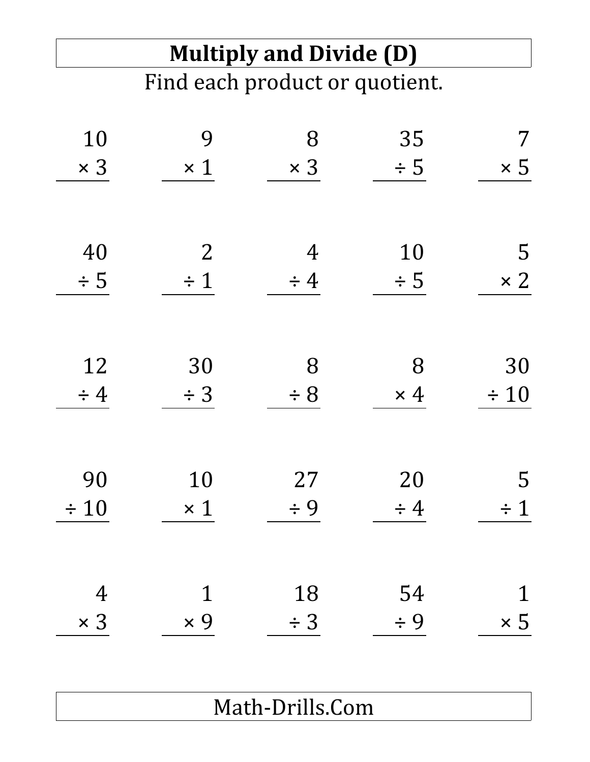# Multiply and Divide (D)

Find each product or quotient.

| | | | | |
|---|---|---|---|---|
| $10 \times 3$ | $9 \times 1$ | $8 \times 3$ | $35 \div 5$ | $7 \times 5$ |
| $40 \div 5$ | $2 \div 1$ | $4 \div 4$ | $10 \div 5$ | $5 \times 2$ |
| $12 \div 4$ | $30 \div 3$ | $8 \div 8$ | $8 \times 4$ | $30 \div 10$ |
| $90 \div 10$ | $10 \times 1$ | $27 \div 9$ | $20 \div 4$ | $5 \div 1$ |
| $4 \times 3$ | $1 \times 9$ | $18 \div 3$ | $54 \div 9$ | $1 \times 5$ |

Math-Drills.Com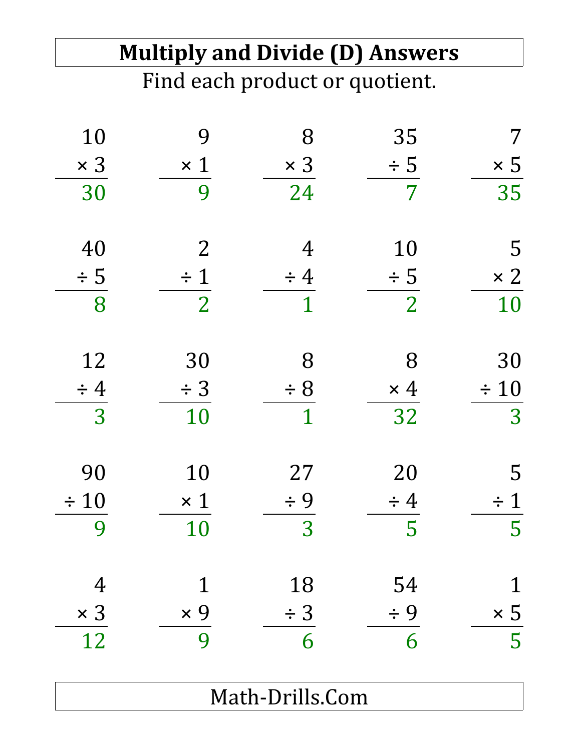# Multiply and Divide (D) Answers

Find each product or quotient.

| | | | | |
|---|---|---|---|---|
| $10 \times 3 = 30$ | $9 \times 1 = 9$ | $8 \times 3 = 24$ | $35 \div 5 = 7$ | $7 \times 5 = 35$ |
| $40 \div 5 = 8$ | $2 \div 1 = 2$ | $4 \div 4 = 1$ | $10 \div 5 = 2$ | $5 \times 2 = 10$ |
| $12 \div 4 = 3$ | $30 \div 3 = 10$ | $8 \div 8 = 1$ | $8 \times 4 = 32$ | $30 \div 10 = 3$ |
| $90 \div 10 = 9$ | $10 \times 1 = 10$ | $27 \div 9 = 3$ | $20 \div 4 = 5$ | $5 \div 1 = 5$ |
| $4 \times 3 = 12$ | $1 \times 9 = 9$ | $18 \div 3 = 6$ | $54 \div 9 = 6$ | $1 \times 5 = 5$ |

Math-Drills.Com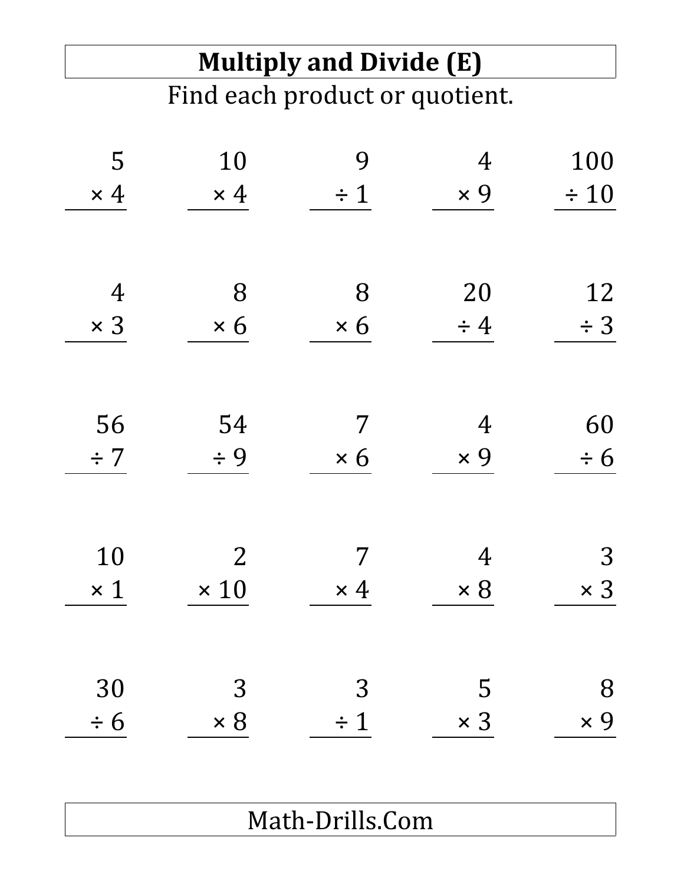# Multiply and Divide (E)

Find each product or quotient.

| | | | | |
|---|---|---|---|---|
| $5 \times 4$ | $10 \times 4$ | $9 \div 1$ | $4 \times 9$ | $100 \div 10$ |
| $4 \times 3$ | $8 \times 6$ | $8 \times 6$ | $20 \div 4$ | $12 \div 3$ |
| $56 \div 7$ | $54 \div 9$ | $7 \times 6$ | $4 \times 9$ | $60 \div 6$ |
| $10 \times 1$ | $2 \times 10$ | $7 \times 4$ | $4 \times 8$ | $3 \times 3$ |
| $30 \div 6$ | $3 \times 8$ | $3 \div 1$ | $5 \times 3$ | $8 \times 9$ |

Math-Drills.Com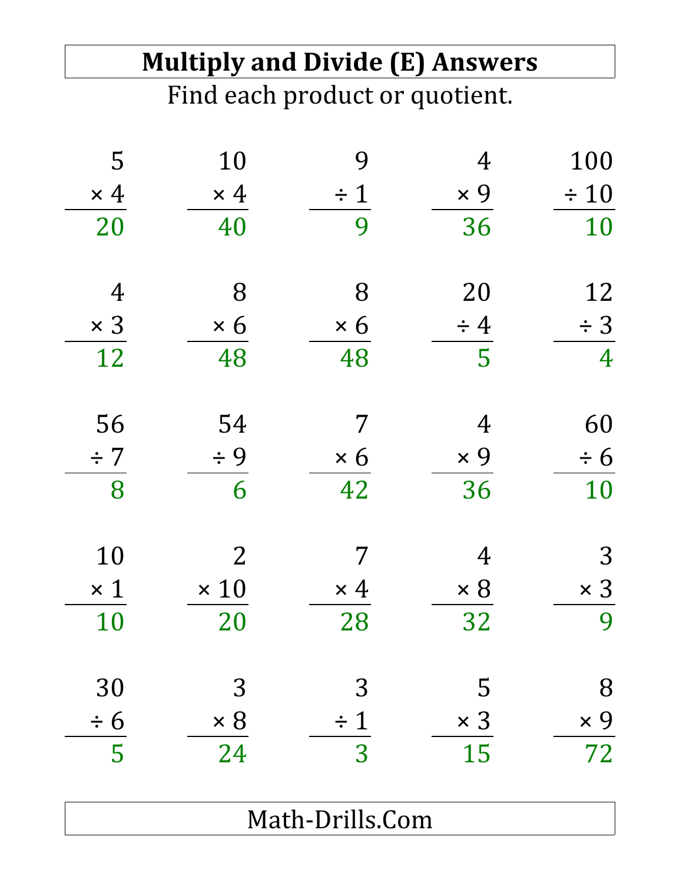# Multiply and Divide (E) Answers

Find each product or quotient.

| | | | | |
|---|---|---|---|---|
| $5 \times 4 = 20$ | $10 \times 4 = 40$ | $9 \div 1 = 9$ | $4 \times 9 = 36$ | $100 \div 10 = 10$ |
| $4 \times 3 = 12$ | $8 \times 6 = 48$ | $8 \times 6 = 48$ | $20 \div 4 = 5$ | $12 \div 3 = 4$ |
| $56 \div 7 = 8$ | $54 \div 9 = 6$ | $7 \times 6 = 42$ | $4 \times 9 = 36$ | $60 \div 6 = 10$ |
| $10 \times 1 = 10$ | $2 \times 10 = 20$ | $7 \times 4 = 28$ | $4 \times 8 = 32$ | $3 \times 3 = 9$ |
| $30 \div 6 = 5$ | $3 \times 8 = 24$ | $3 \div 1 = 3$ | $5 \times 3 = 15$ | $8 \times 9 = 72$ |

Math-Drills.Com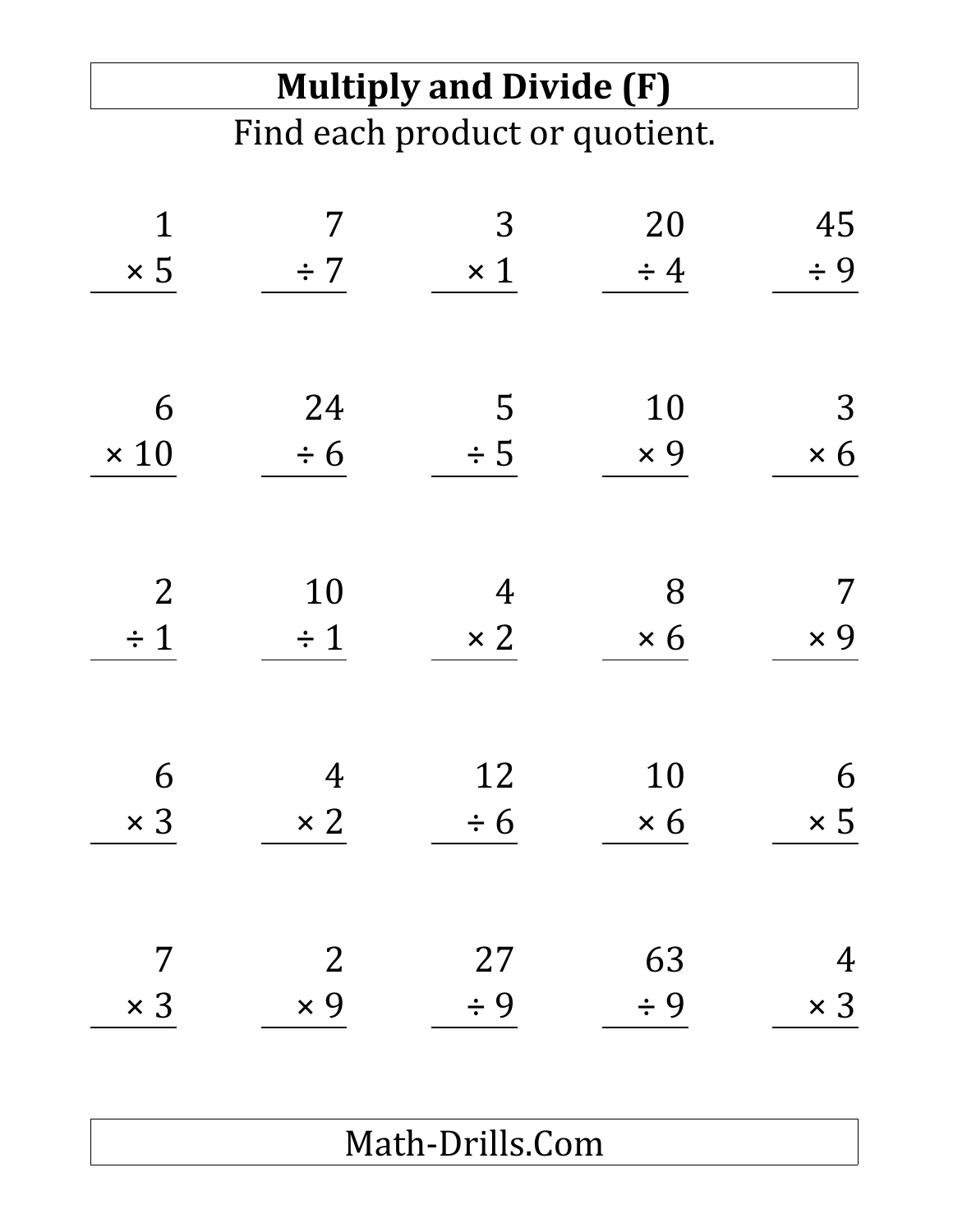# Multiply and Divide (F)

Find each product or quotient.

| | | | | |
|---|---|---|---|---|
| $1 \times 5$ | $7 \div 7$ | $3 \times 1$ | $20 \div 4$ | $45 \div 9$ |
| $6 \times 10$ | $24 \div 6$ | $5 \div 5$ | $10 \times 9$ | $3 \times 6$ |
| $2 \div 1$ | $10 \div 1$ | $4 \times 2$ | $8 \times 6$ | $7 \times 9$ |
| $6 \times 3$ | $4 \times 2$ | $12 \div 6$ | $10 \times 6$ | $6 \times 5$ |
| $7 \times 3$ | $2 \times 9$ | $27 \div 9$ | $63 \div 9$ | $4 \times 3$ |

Math-Drills.Com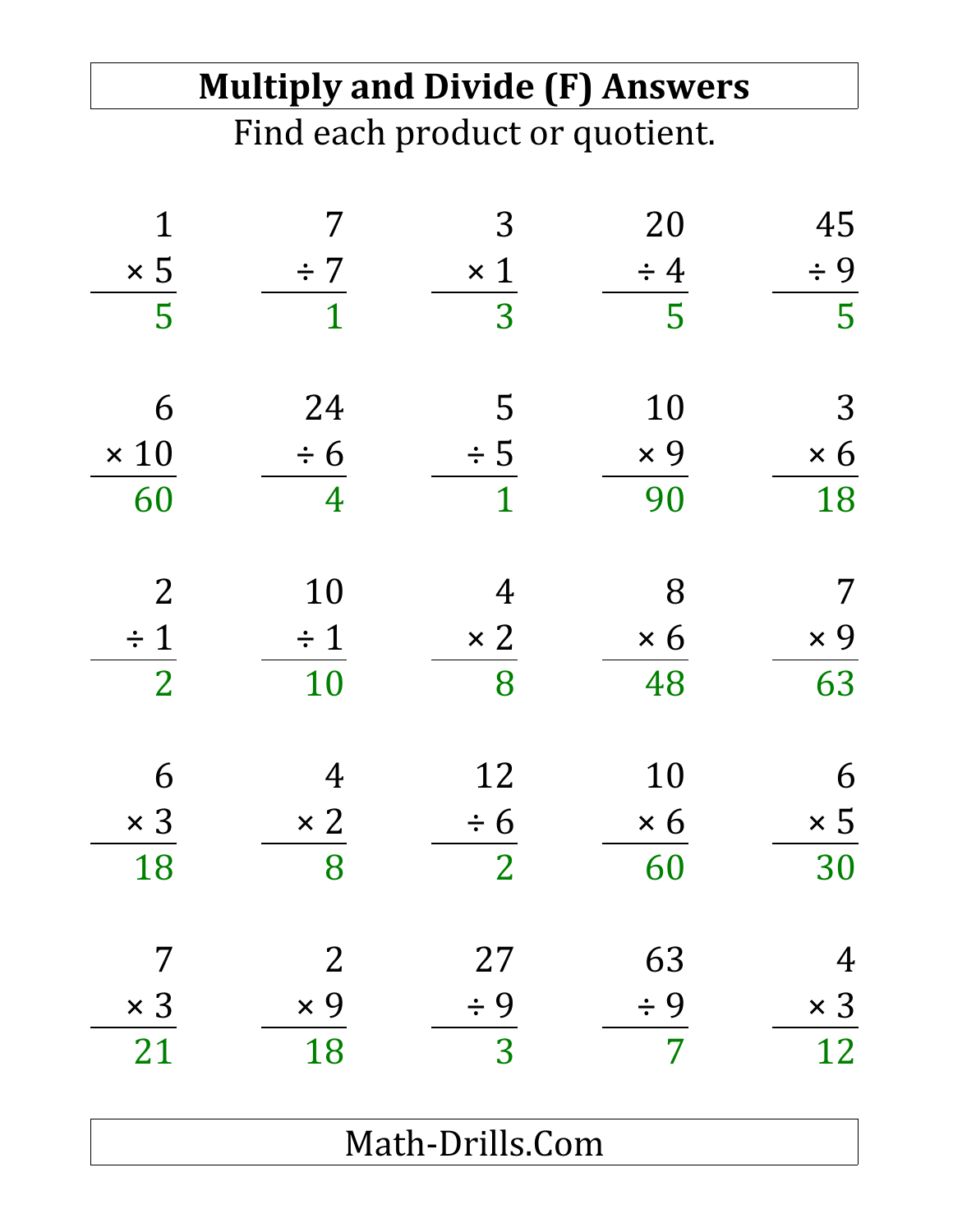# Multiply and Divide (F) Answers

Find each product or quotient.

| | | | | |
|---|---|---|---|---|
| $1 \times 5 = 5$ | $7 \div 7 = 1$ | $3 \times 1 = 3$ | $20 \div 4 = 5$ | $45 \div 9 = 5$ |
| $6 \times 10 = 60$ | $24 \div 6 = 4$ | $5 \div 5 = 1$ | $10 \times 9 = 90$ | $3 \times 6 = 18$ |
| $2 \div 1 = 2$ | $10 \div 1 = 10$ | $4 \times 2 = 8$ | $8 \times 6 = 48$ | $7 \times 9 = 63$ |
| $6 \times 3 = 18$ | $4 \times 2 = 8$ | $12 \div 6 = 2$ | $10 \times 6 = 60$ | $6 \times 5 = 30$ |
| $7 \times 3 = 21$ | $2 \times 9 = 18$ | $27 \div 9 = 3$ | $63 \div 9 = 7$ | $4 \times 3 = 12$ |

Math-Drills.Com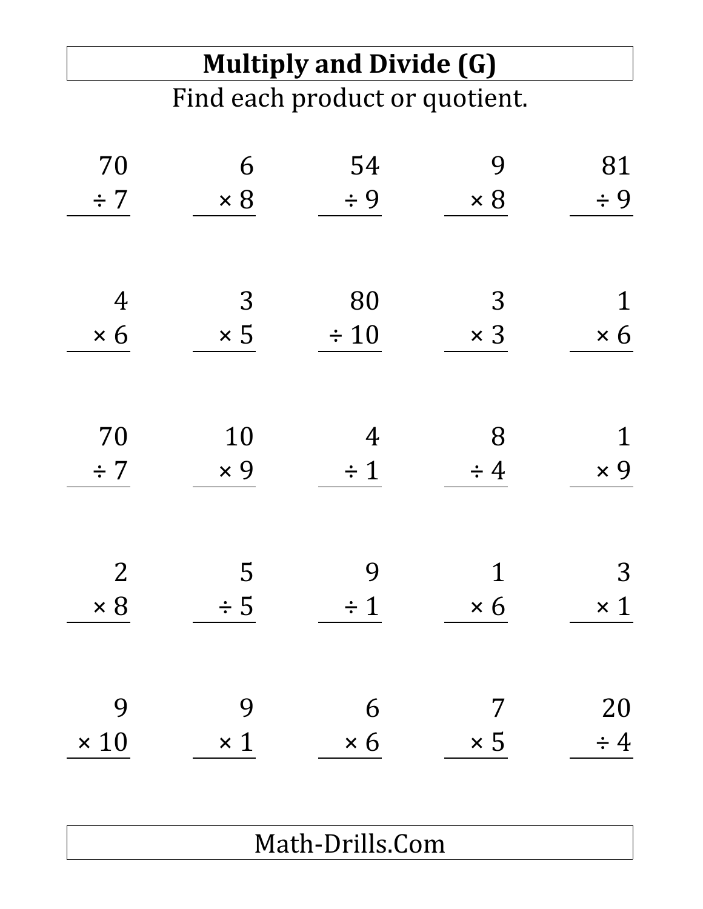# Multiply and Divide (G)

Find each product or quotient.

| | | | | |
|---|---|---|---|---|
| $70 \div 7$ | $6 \times 8$ | $54 \div 9$ | $9 \times 8$ | $81 \div 9$ |
| $4 \times 6$ | $3 \times 5$ | $80 \div 10$ | $3 \times 3$ | $1 \times 6$ |
| $70 \div 7$ | $10 \times 9$ | $4 \div 1$ | $8 \div 4$ | $1 \times 9$ |
| $2 \times 8$ | $5 \div 5$ | $9 \div 1$ | $1 \times 6$ | $3 \times 1$ |
| $9 \times 10$ | $9 \times 1$ | $6 \times 6$ | $7 \times 5$ | $20 \div 4$ |

Math-Drills.Com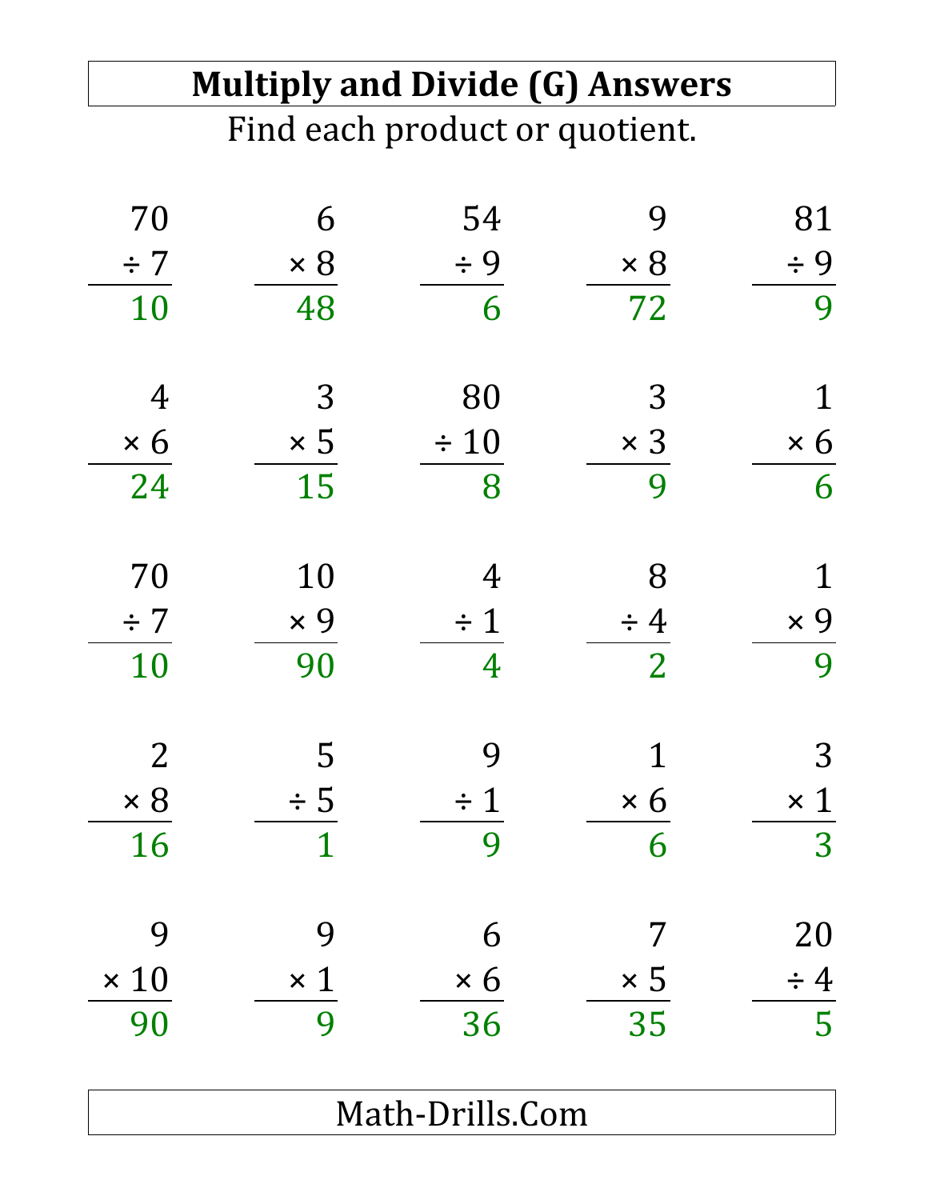# Multiply and Divide (G) Answers

Find each product or quotient.

| | | | | |
|---|---|---|---|---|
| $70 \div 7 = 10$ | $6 \times 8 = 48$ | $54 \div 9 = 6$ | $9 \times 8 = 72$ | $81 \div 9 = 9$ |
| $4 \times 6 = 24$ | $3 \times 5 = 15$ | $80 \div 10 = 8$ | $3 \times 3 = 9$ | $1 \times 6 = 6$ |
| $70 \div 7 = 10$ | $10 \times 9 = 90$ | $4 \div 1 = 4$ | $8 \div 4 = 2$ | $1 \times 9 = 9$ |
| $2 \times 8 = 16$ | $5 \div 5 = 1$ | $9 \div 1 = 9$ | $1 \times 6 = 6$ | $3 \times 1 = 3$ |
| $9 \times 10 = 90$ | $9 \times 1 = 9$ | $6 \times 6 = 36$ | $7 \times 5 = 35$ | $20 \div 4 = 5$ |

Math-Drills.Com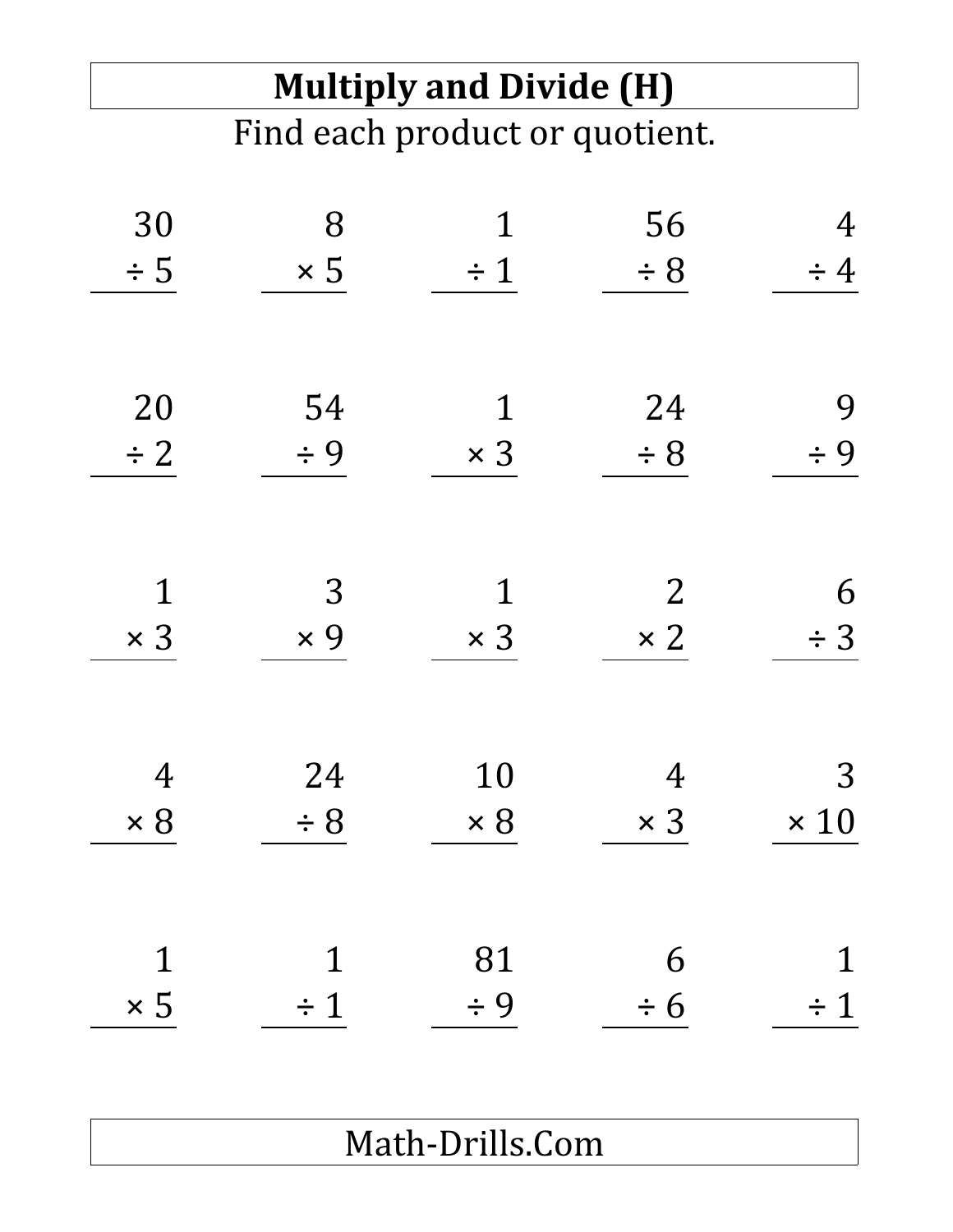# Multiply and Divide (H)

Find each product or quotient.

| | | | | |
|---|---|---|---|---|
| $30 \div 5$ | $8 \times 5$ | $1 \div 1$ | $56 \div 8$ | $4 \div 4$ |
| $20 \div 2$ | $54 \div 9$ | $1 \times 3$ | $24 \div 8$ | $9 \div 9$ |
| $1 \times 3$ | $3 \times 9$ | $1 \times 3$ | $2 \times 2$ | $6 \div 3$ |
| $4 \times 8$ | $24 \div 8$ | $10 \times 8$ | $4 \times 3$ | $3 \times 10$ |
| $1 \times 5$ | $1 \div 1$ | $81 \div 9$ | $6 \div 6$ | $1 \div 1$ |

Math-Drills.Com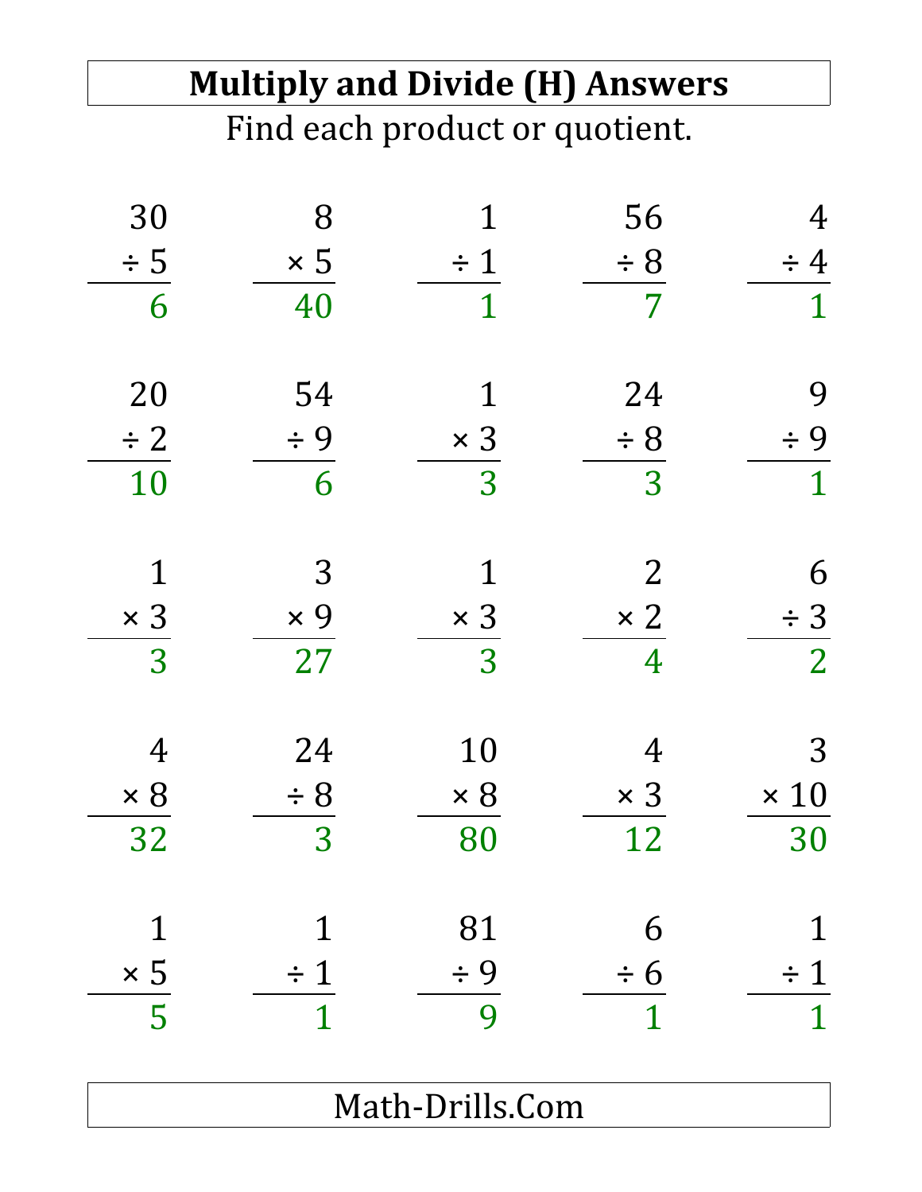# Multiply and Divide (H) Answers

Find each product or quotient.

| | | | | |
|---|---|---|---|---|
| $30 \div 5 = 6$ | $8 \times 5 = 40$ | $1 \div 1 = 1$ | $56 \div 8 = 7$ | $4 \div 4 = 1$ |
| $20 \div 2 = 10$ | $54 \div 9 = 6$ | $1 \times 3 = 3$ | $24 \div 8 = 3$ | $9 \div 9 = 1$ |
| $1 \times 3 = 3$ | $3 \times 9 = 27$ | $1 \times 3 = 3$ | $2 \times 2 = 4$ | $6 \div 3 = 2$ |
| $4 \times 8 = 32$ | $24 \div 8 = 3$ | $10 \times 8 = 80$ | $4 \times 3 = 12$ | $3 \times 10 = 30$ |
| $1 \times 5 = 5$ | $1 \div 1 = 1$ | $81 \div 9 = 9$ | $6 \div 6 = 1$ | $1 \div 1 = 1$ |

Math-Drills.Com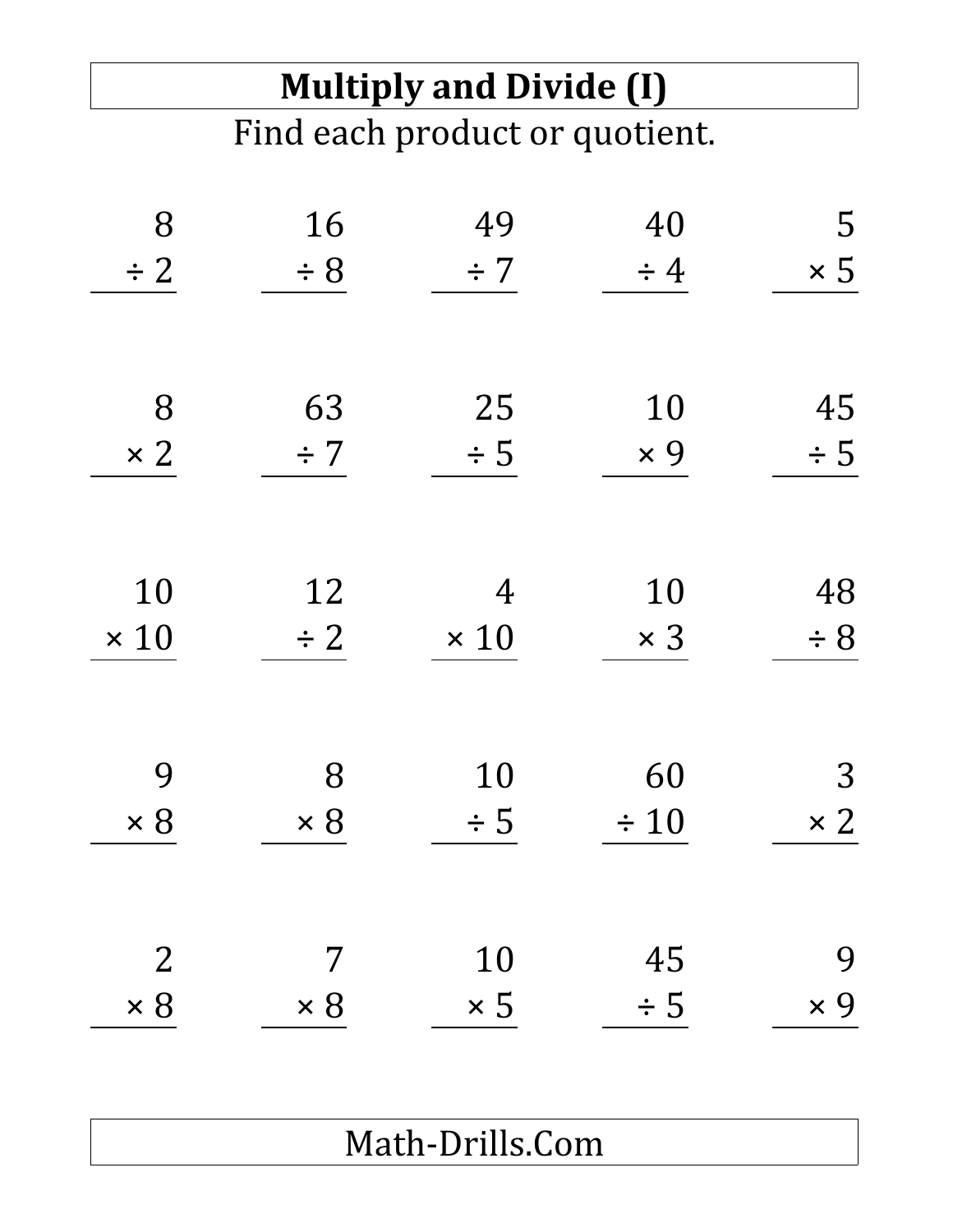# Multiply and Divide (I)

Find each product or quotient.

| | | | | |
|---|---|---|---|---|
| $8 \div 2$ | $16 \div 8$ | $49 \div 7$ | $40 \div 4$ | $5 \times 5$ |
| $8 \times 2$ | $63 \div 7$ | $25 \div 5$ | $10 \times 9$ | $45 \div 5$ |
| $10 \times 10$ | $12 \div 2$ | $4 \times 10$ | $10 \times 3$ | $48 \div 8$ |
| $9 \times 8$ | $8 \times 8$ | $10 \div 5$ | $60 \div 10$ | $3 \times 2$ |
| $2 \times 8$ | $7 \times 8$ | $10 \times 5$ | $45 \div 5$ | $9 \times 9$ |

Math-Drills.Com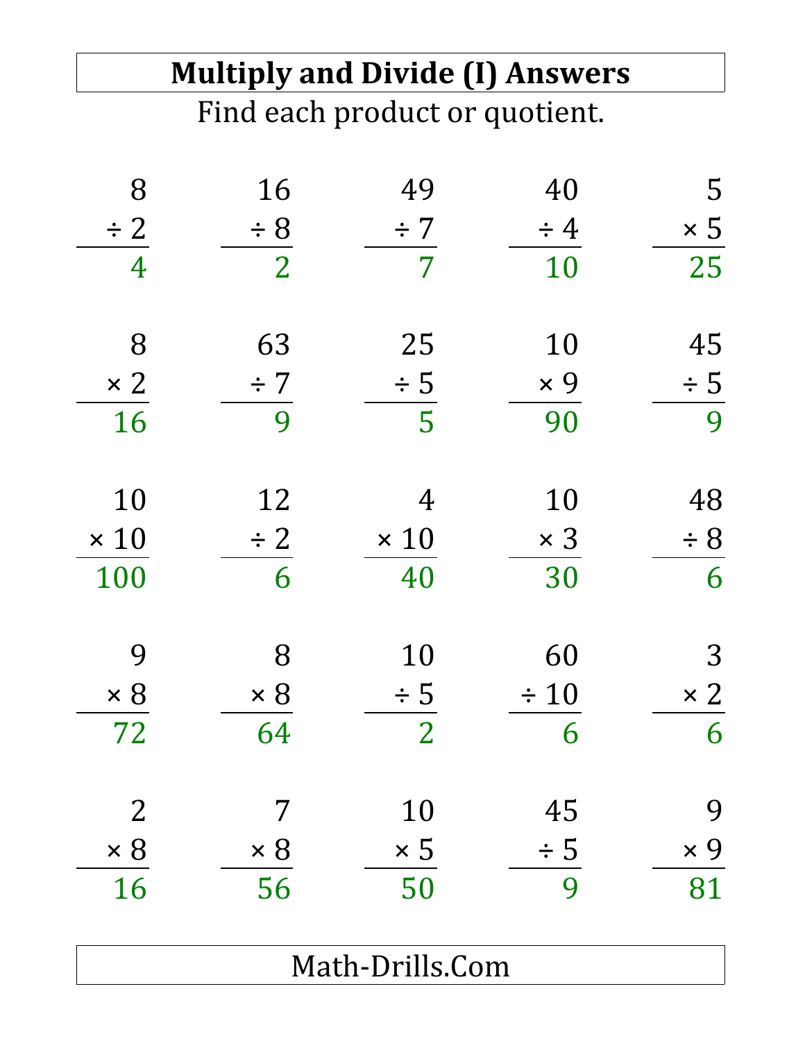# Multiply and Divide (I) Answers

Find each product or quotient.

| | | | | |
|---|---|---|---|---|
| $8 \div 2 = 4$ | $16 \div 8 = 2$ | $49 \div 7 = 7$ | $40 \div 4 = 10$ | $5 \times 5 = 25$ |
| $8 \times 2 = 16$ | $63 \div 7 = 9$ | $25 \div 5 = 5$ | $10 \times 9 = 90$ | $45 \div 5 = 9$ |
| $10 \times 10 = 100$ | $12 \div 2 = 6$ | $4 \times 10 = 40$ | $10 \times 3 = 30$ | $48 \div 8 = 6$ |
| $9 \times 8 = 72$ | $8 \times 8 = 64$ | $10 \div 5 = 2$ | $60 \div 10 = 6$ | $3 \times 2 = 6$ |
| $2 \times 8 = 16$ | $7 \times 8 = 56$ | $10 \times 5 = 50$ | $45 \div 5 = 9$ | $9 \times 9 = 81$ |

Math-Drills.Com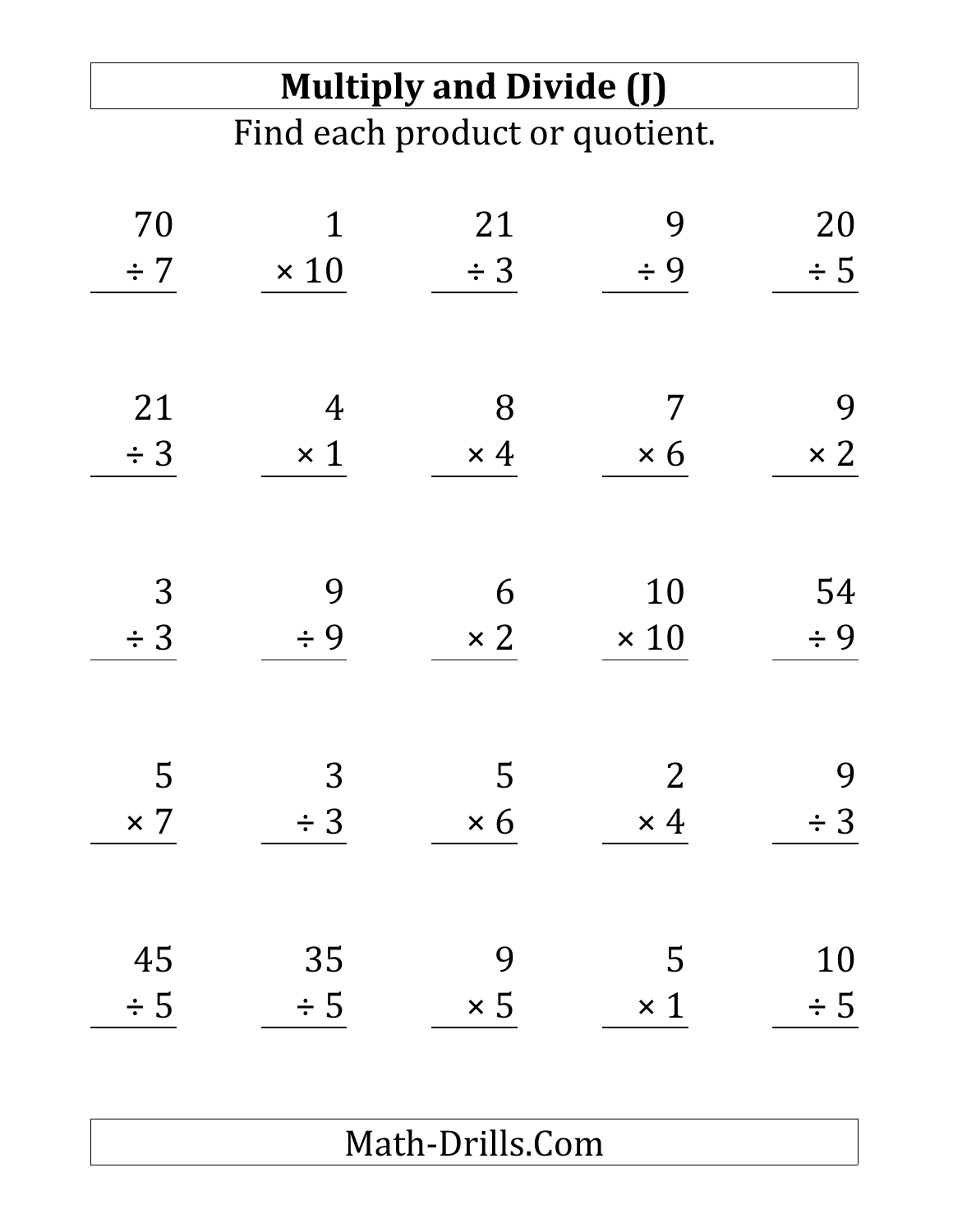# Multiply and Divide (J)

Find each product or quotient.

| | | | | |
|---|---|---|---|---|
| $70 \div 7$ | $1 \times 10$ | $21 \div 3$ | $9 \div 9$ | $20 \div 5$ |
| $21 \div 3$ | $4 \times 1$ | $8 \times 4$ | $7 \times 6$ | $9 \times 2$ |
| $3 \div 3$ | $9 \div 9$ | $6 \times 2$ | $10 \times 10$ | $54 \div 9$ |
| $5 \times 7$ | $3 \div 3$ | $5 \times 6$ | $2 \times 4$ | $9 \div 3$ |
| $45 \div 5$ | $35 \div 5$ | $9 \times 5$ | $5 \times 1$ | $10 \div 5$ |

Math-Drills.Com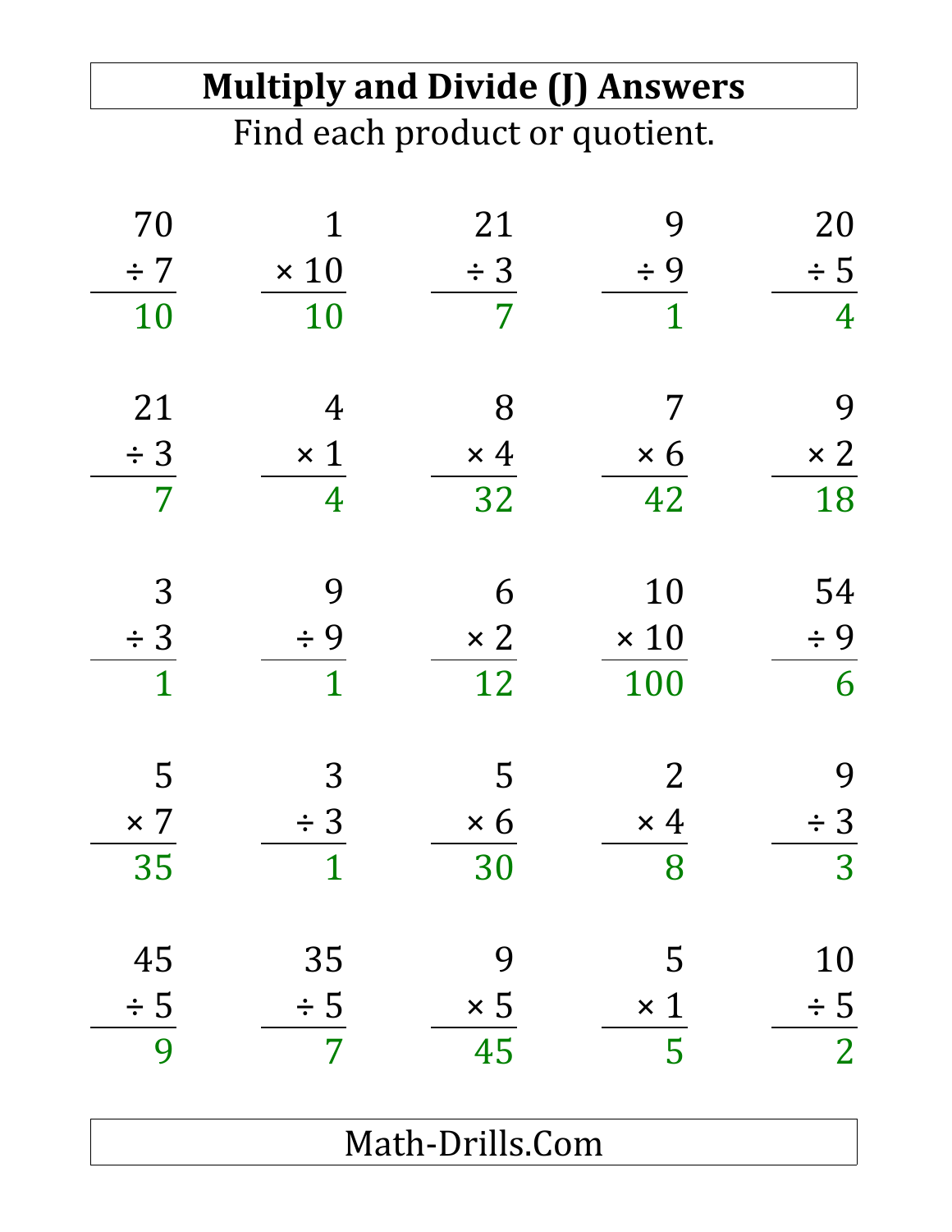# Multiply and Divide (J) Answers

Find each product or quotient.

| | | | | |
|---|---|---|---|---|
| $70 \div 7 = 10$ | $1 \times 10 = 10$ | $21 \div 3 = 7$ | $9 \div 9 = 1$ | $20 \div 5 = 4$ |
| $21 \div 3 = 7$ | $4 \times 1 = 4$ | $8 \times 4 = 32$ | $7 \times 6 = 42$ | $9 \times 2 = 18$ |
| $3 \div 3 = 1$ | $9 \div 9 = 1$ | $6 \times 2 = 12$ | $10 \times 10 = 100$ | $54 \div 9 = 6$ |
| $5 \times 7 = 35$ | $3 \div 3 = 1$ | $5 \times 6 = 30$ | $2 \times 4 = 8$ | $9 \div 3 = 3$ |
| $45 \div 5 = 9$ | $35 \div 5 = 7$ | $9 \times 5 = 45$ | $5 \times 1 = 5$ | $10 \div 5 = 2$ |

Math-Drills.Com